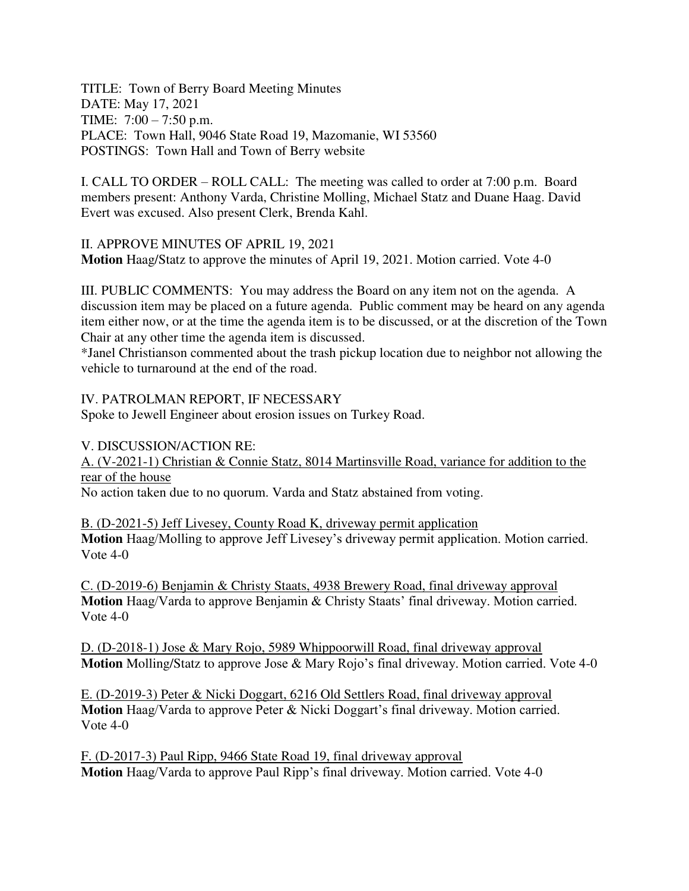TITLE: Town of Berry Board Meeting Minutes
DATE: May 17, 2021
TIME: 7:00 – 7:50 p.m.
PLACE: Town Hall, 9046 State Road 19, Mazomanie, WI 53560
POSTINGS: Town Hall and Town of Berry website

I. CALL TO ORDER – ROLL CALL: The meeting was called to order at 7:00 p.m. Board members present: Anthony Varda, Christine Molling, Michael Statz and Duane Haag. David Evert was excused. Also present Clerk, Brenda Kahl.

II. APPROVE MINUTES OF APRIL 19, 2021
**Motion** Haag/Statz to approve the minutes of April 19, 2021. Motion carried. Vote 4-0

III. PUBLIC COMMENTS: You may address the Board on any item not on the agenda. A discussion item may be placed on a future agenda. Public comment may be heard on any agenda item either now, or at the time the agenda item is to be discussed, or at the discretion of the Town Chair at any other time the agenda item is discussed.
*Janel Christianson commented about the trash pickup location due to neighbor not allowing the vehicle to turnaround at the end of the road.

IV. PATROLMAN REPORT, IF NECESSARY
Spoke to Jewell Engineer about erosion issues on Turkey Road.

V. DISCUSSION/ACTION RE:

<u>A. (V-2021-1) Christian & Connie Statz, 8014 Martinsville Road, variance for addition to the rear of the house</u>
No action taken due to no quorum. Varda and Statz abstained from voting.

<u>B. (D-2021-5) Jeff Livesey, County Road K, driveway permit application</u>
**Motion** Haag/Molling to approve Jeff Livesey's driveway permit application. Motion carried. Vote 4-0

<u>C. (D-2019-6) Benjamin & Christy Staats, 4938 Brewery Road, final driveway approval</u>
**Motion** Haag/Varda to approve Benjamin & Christy Staats' final driveway. Motion carried. Vote 4-0

<u>D. (D-2018-1) Jose & Mary Rojo, 5989 Whippoorwill Road, final driveway approval</u>
**Motion** Molling/Statz to approve Jose & Mary Rojo's final driveway. Motion carried. Vote 4-0

<u>E. (D-2019-3) Peter & Nicki Doggart, 6216 Old Settlers Road, final driveway approval</u>
**Motion** Haag/Varda to approve Peter & Nicki Doggart's final driveway. Motion carried. Vote 4-0

<u>F. (D-2017-3) Paul Ripp, 9466 State Road 19, final driveway approval</u>
**Motion** Haag/Varda to approve Paul Ripp's final driveway. Motion carried. Vote 4-0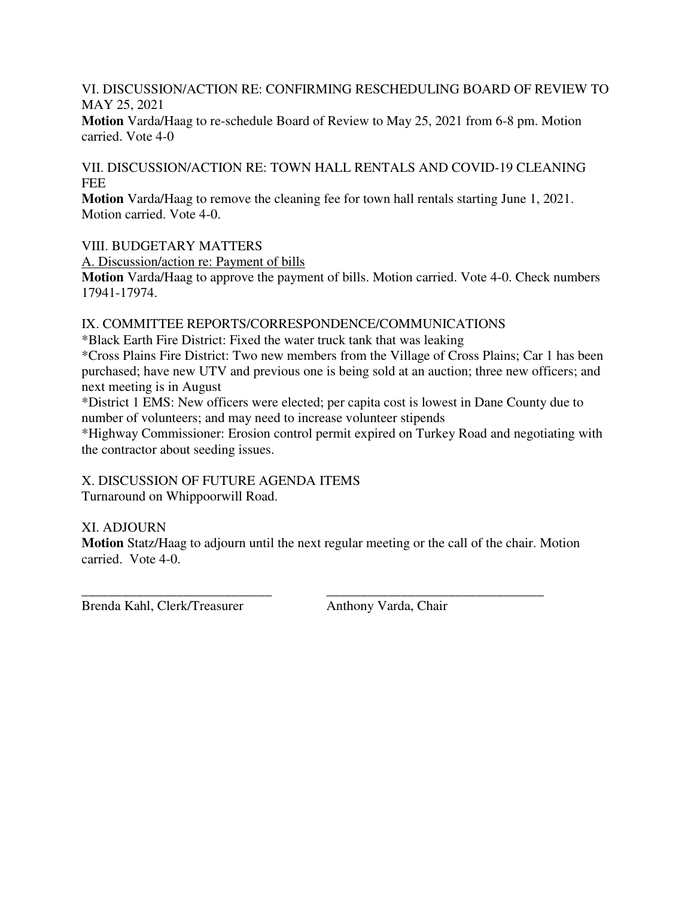VI. DISCUSSION/ACTION RE: CONFIRMING RESCHEDULING BOARD OF REVIEW TO MAY 25, 2021

**Motion** Varda/Haag to re-schedule Board of Review to May 25, 2021 from 6-8 pm. Motion carried. Vote 4-0

VII. DISCUSSION/ACTION RE: TOWN HALL RENTALS AND COVID-19 CLEANING FEE

**Motion** Varda/Haag to remove the cleaning fee for town hall rentals starting June 1, 2021. Motion carried. Vote 4-0.

VIII. BUDGETARY MATTERS

A. Discussion/action re: Payment of bills

**Motion** Varda/Haag to approve the payment of bills. Motion carried. Vote 4-0. Check numbers 17941-17974.

IX. COMMITTEE REPORTS/CORRESPONDENCE/COMMUNICATIONS

*Black Earth Fire District: Fixed the water truck tank that was leaking

*Cross Plains Fire District: Two new members from the Village of Cross Plains; Car 1 has been purchased; have new UTV and previous one is being sold at an auction; three new officers; and next meeting is in August

*District 1 EMS: New officers were elected; per capita cost is lowest in Dane County due to number of volunteers; and may need to increase volunteer stipends

*Highway Commissioner: Erosion control permit expired on Turkey Road and negotiating with the contractor about seeding issues.

X. DISCUSSION OF FUTURE AGENDA ITEMS

Turnaround on Whippoorwill Road.

XI. ADJOURN

**Motion** Statz/Haag to adjourn until the next regular meeting or the call of the chair. Motion carried. Vote 4-0.

_____________________________ _________________________________

Brenda Kahl, Clerk/Treasurer Anthony Varda, Chair